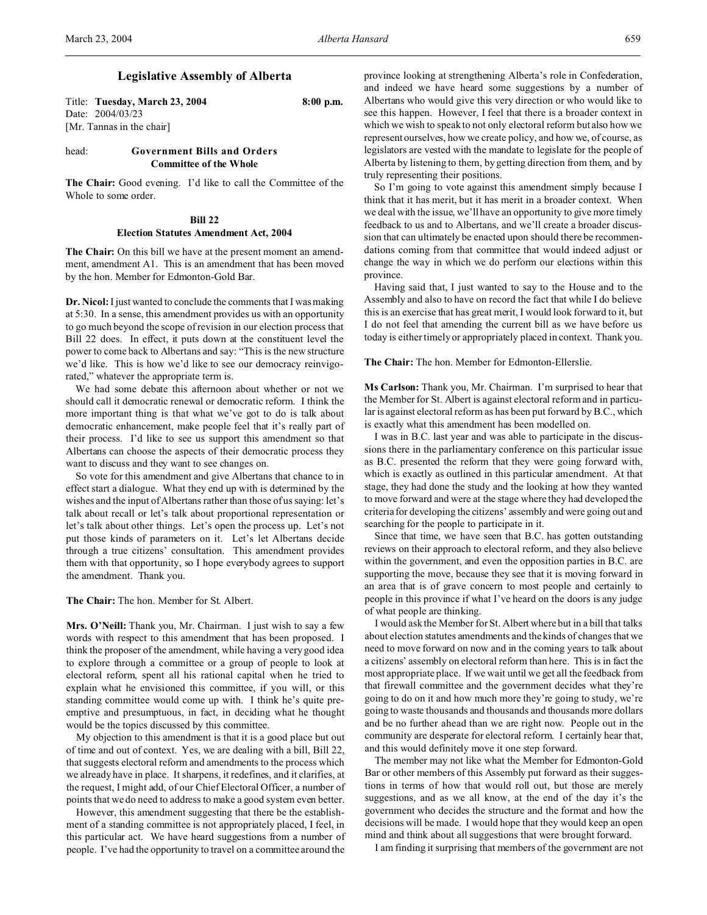# Legislative Assembly of Alberta

Title: **Tuesday, March 23, 2004** **8:00 p.m.**
Date: 2004/03/23
[Mr. Tannas in the chair]

head: **Government Bills and Orders**
**Committee of the Whole**

**The Chair:** Good evening. I'd like to call the Committee of the Whole to some order.

## Bill 22
## Election Statutes Amendment Act, 2004

**The Chair:** On this bill we have at the present moment an amendment, amendment A1. This is an amendment that has been moved by the hon. Member for Edmonton-Gold Bar.

**Dr. Nicol:** I just wanted to conclude the comments that I was making at 5:30. In a sense, this amendment provides us with an opportunity to go much beyond the scope of revision in our election process that Bill 22 does. In effect, it puts down at the constituent level the power to come back to Albertans and say: "This is the new structure we'd like. This is how we'd like to see our democracy reinvigorated," whatever the appropriate term is.

We had some debate this afternoon about whether or not we should call it democratic renewal or democratic reform. I think the more important thing is that what we've got to do is talk about democratic enhancement, make people feel that it's really part of their process. I'd like to see us support this amendment so that Albertans can choose the aspects of their democratic process they want to discuss and they want to see changes on.

So vote for this amendment and give Albertans that chance to in effect start a dialogue. What they end up with is determined by the wishes and the input of Albertans rather than those of us saying: let's talk about recall or let's talk about proportional representation or let's talk about other things. Let's open the process up. Let's not put those kinds of parameters on it. Let's let Albertans decide through a true citizens' consultation. This amendment provides them with that opportunity, so I hope everybody agrees to support the amendment. Thank you.

**The Chair:** The hon. Member for St. Albert.

**Mrs. O'Neill:** Thank you, Mr. Chairman. I just wish to say a few words with respect to this amendment that has been proposed. I think the proposer of the amendment, while having a very good idea to explore through a committee or a group of people to look at electoral reform, spent all his rational capital when he tried to explain what he envisioned this committee, if you will, or this standing committee would come up with. I think he's quite pre-emptive and presumptuous, in fact, in deciding what he thought would be the topics discussed by this committee.

My objection to this amendment is that it is a good place but out of time and out of context. Yes, we are dealing with a bill, Bill 22, that suggests electoral reform and amendments to the process which we already have in place. It sharpens, it redefines, and it clarifies, at the request, I might add, of our Chief Electoral Officer, a number of points that we do need to address to make a good system even better.

However, this amendment suggesting that there be the establishment of a standing committee is not appropriately placed, I feel, in this particular act. We have heard suggestions from a number of people. I've had the opportunity to travel on a committee around the province looking at strengthening Alberta's role in Confederation, and indeed we have heard some suggestions by a number of Albertans who would give this very direction or who would like to see this happen. However, I feel that there is a broader context in which we wish to speak to not only electoral reform but also how we represent ourselves, how we create policy, and how we, of course, as legislators are vested with the mandate to legislate for the people of Alberta by listening to them, by getting direction from them, and by truly representing their positions.

So I'm going to vote against this amendment simply because I think that it has merit, but it has merit in a broader context. When we deal with the issue, we'll have an opportunity to give more timely feedback to us and to Albertans, and we'll create a broader discussion that can ultimately be enacted upon should there be recommendations coming from that committee that would indeed adjust or change the way in which we do perform our elections within this province.

Having said that, I just wanted to say to the House and to the Assembly and also to have on record the fact that while I do believe this is an exercise that has great merit, I would look forward to it, but I do not feel that amending the current bill as we have before us today is either timely or appropriately placed in context. Thank you.

**The Chair:** The hon. Member for Edmonton-Ellerslie.

**Ms Carlson:** Thank you, Mr. Chairman. I'm surprised to hear that the Member for St. Albert is against electoral reform and in particular is against electoral reform as has been put forward by B.C., which is exactly what this amendment has been modelled on.

I was in B.C. last year and was able to participate in the discussions there in the parliamentary conference on this particular issue as B.C. presented the reform that they were going forward with, which is exactly as outlined in this particular amendment. At that stage, they had done the study and the looking at how they wanted to move forward and were at the stage where they had developed the criteria for developing the citizens' assembly and were going out and searching for the people to participate in it.

Since that time, we have seen that B.C. has gotten outstanding reviews on their approach to electoral reform, and they also believe within the government, and even the opposition parties in B.C. are supporting the move, because they see that it is moving forward in an area that is of grave concern to most people and certainly to people in this province if what I've heard on the doors is any judge of what people are thinking.

I would ask the Member for St. Albert where but in a bill that talks about election statutes amendments and the kinds of changes that we need to move forward on now and in the coming years to talk about a citizens' assembly on electoral reform than here. This is in fact the most appropriate place. If we wait until we get all the feedback from that firewall committee and the government decides what they're going to do on it and how much more they're going to study, we're going to waste thousands and thousands and thousands more dollars and be no further ahead than we are right now. People out in the community are desperate for electoral reform. I certainly hear that, and this would definitely move it one step forward.

The member may not like what the Member for Edmonton-Gold Bar or other members of this Assembly put forward as their suggestions in terms of how that would roll out, but those are merely suggestions, and as we all know, at the end of the day it's the government who decides the structure and the format and how the decisions will be made. I would hope that they would keep an open mind and think about all suggestions that were brought forward.

I am finding it surprising that members of the government are not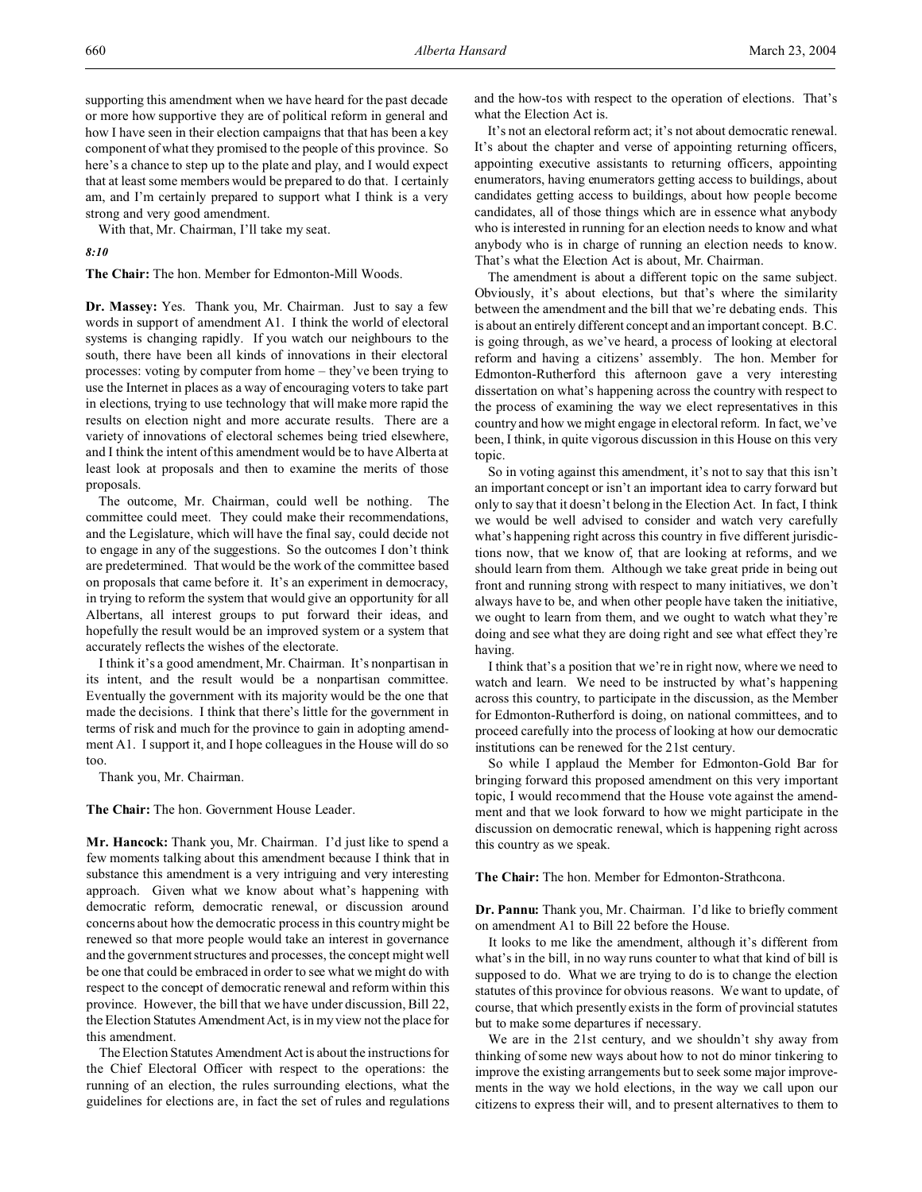supporting this amendment when we have heard for the past decade or more how supportive they are of political reform in general and how I have seen in their election campaigns that that has been a key component of what they promised to the people of this province. So here's a chance to step up to the plate and play, and I would expect that at least some members would be prepared to do that. I certainly am, and I'm certainly prepared to support what I think is a very strong and very good amendment.

With that, Mr. Chairman, I'll take my seat.

*8:10*

**The Chair:** The hon. Member for Edmonton-Mill Woods.

**Dr. Massey:** Yes. Thank you, Mr. Chairman. Just to say a few words in support of amendment A1. I think the world of electoral systems is changing rapidly. If you watch our neighbours to the south, there have been all kinds of innovations in their electoral processes: voting by computer from home – they've been trying to use the Internet in places as a way of encouraging voters to take part in elections, trying to use technology that will make more rapid the results on election night and more accurate results. There are a variety of innovations of electoral schemes being tried elsewhere, and I think the intent of this amendment would be to have Alberta at least look at proposals and then to examine the merits of those proposals.

The outcome, Mr. Chairman, could well be nothing. The committee could meet. They could make their recommendations, and the Legislature, which will have the final say, could decide not to engage in any of the suggestions. So the outcomes I don't think are predetermined. That would be the work of the committee based on proposals that came before it. It's an experiment in democracy, in trying to reform the system that would give an opportunity for all Albertans, all interest groups to put forward their ideas, and hopefully the result would be an improved system or a system that accurately reflects the wishes of the electorate.

I think it's a good amendment, Mr. Chairman. It's nonpartisan in its intent, and the result would be a nonpartisan committee. Eventually the government with its majority would be the one that made the decisions. I think that there's little for the government in terms of risk and much for the province to gain in adopting amendment A1. I support it, and I hope colleagues in the House will do so too.

Thank you, Mr. Chairman.

**The Chair:** The hon. Government House Leader.

**Mr. Hancock:** Thank you, Mr. Chairman. I'd just like to spend a few moments talking about this amendment because I think that in substance this amendment is a very intriguing and very interesting approach. Given what we know about what's happening with democratic reform, democratic renewal, or discussion around concerns about how the democratic process in this country might be renewed so that more people would take an interest in governance and the government structures and processes, the concept might well be one that could be embraced in order to see what we might do with respect to the concept of democratic renewal and reform within this province. However, the bill that we have under discussion, Bill 22, the Election Statutes Amendment Act, is in my view not the place for this amendment.

The Election Statutes Amendment Act is about the instructions for the Chief Electoral Officer with respect to the operations: the running of an election, the rules surrounding elections, what the guidelines for elections are, in fact the set of rules and regulations and the how-tos with respect to the operation of elections. That's what the Election Act is.

It's not an electoral reform act; it's not about democratic renewal. It's about the chapter and verse of appointing returning officers, appointing executive assistants to returning officers, appointing enumerators, having enumerators getting access to buildings, about candidates getting access to buildings, about how people become candidates, all of those things which are in essence what anybody who is interested in running for an election needs to know and what anybody who is in charge of running an election needs to know. That's what the Election Act is about, Mr. Chairman.

The amendment is about a different topic on the same subject. Obviously, it's about elections, but that's where the similarity between the amendment and the bill that we're debating ends. This is about an entirely different concept and an important concept. B.C. is going through, as we've heard, a process of looking at electoral reform and having a citizens' assembly. The hon. Member for Edmonton-Rutherford this afternoon gave a very interesting dissertation on what's happening across the country with respect to the process of examining the way we elect representatives in this country and how we might engage in electoral reform. In fact, we've been, I think, in quite vigorous discussion in this House on this very topic.

So in voting against this amendment, it's not to say that this isn't an important concept or isn't an important idea to carry forward but only to say that it doesn't belong in the Election Act. In fact, I think we would be well advised to consider and watch very carefully what's happening right across this country in five different jurisdictions now, that we know of, that are looking at reforms, and we should learn from them. Although we take great pride in being out front and running strong with respect to many initiatives, we don't always have to be, and when other people have taken the initiative, we ought to learn from them, and we ought to watch what they're doing and see what they are doing right and see what effect they're having.

I think that's a position that we're in right now, where we need to watch and learn. We need to be instructed by what's happening across this country, to participate in the discussion, as the Member for Edmonton-Rutherford is doing, on national committees, and to proceed carefully into the process of looking at how our democratic institutions can be renewed for the 21st century.

So while I applaud the Member for Edmonton-Gold Bar for bringing forward this proposed amendment on this very important topic, I would recommend that the House vote against the amendment and that we look forward to how we might participate in the discussion on democratic renewal, which is happening right across this country as we speak.

**The Chair:** The hon. Member for Edmonton-Strathcona.

**Dr. Pannu:** Thank you, Mr. Chairman. I'd like to briefly comment on amendment A1 to Bill 22 before the House.

It looks to me like the amendment, although it's different from what's in the bill, in no way runs counter to what that kind of bill is supposed to do. What we are trying to do is to change the election statutes of this province for obvious reasons. We want to update, of course, that which presently exists in the form of provincial statutes but to make some departures if necessary.

We are in the 21st century, and we shouldn't shy away from thinking of some new ways about how to not do minor tinkering to improve the existing arrangements but to seek some major improvements in the way we hold elections, in the way we call upon our citizens to express their will, and to present alternatives to them to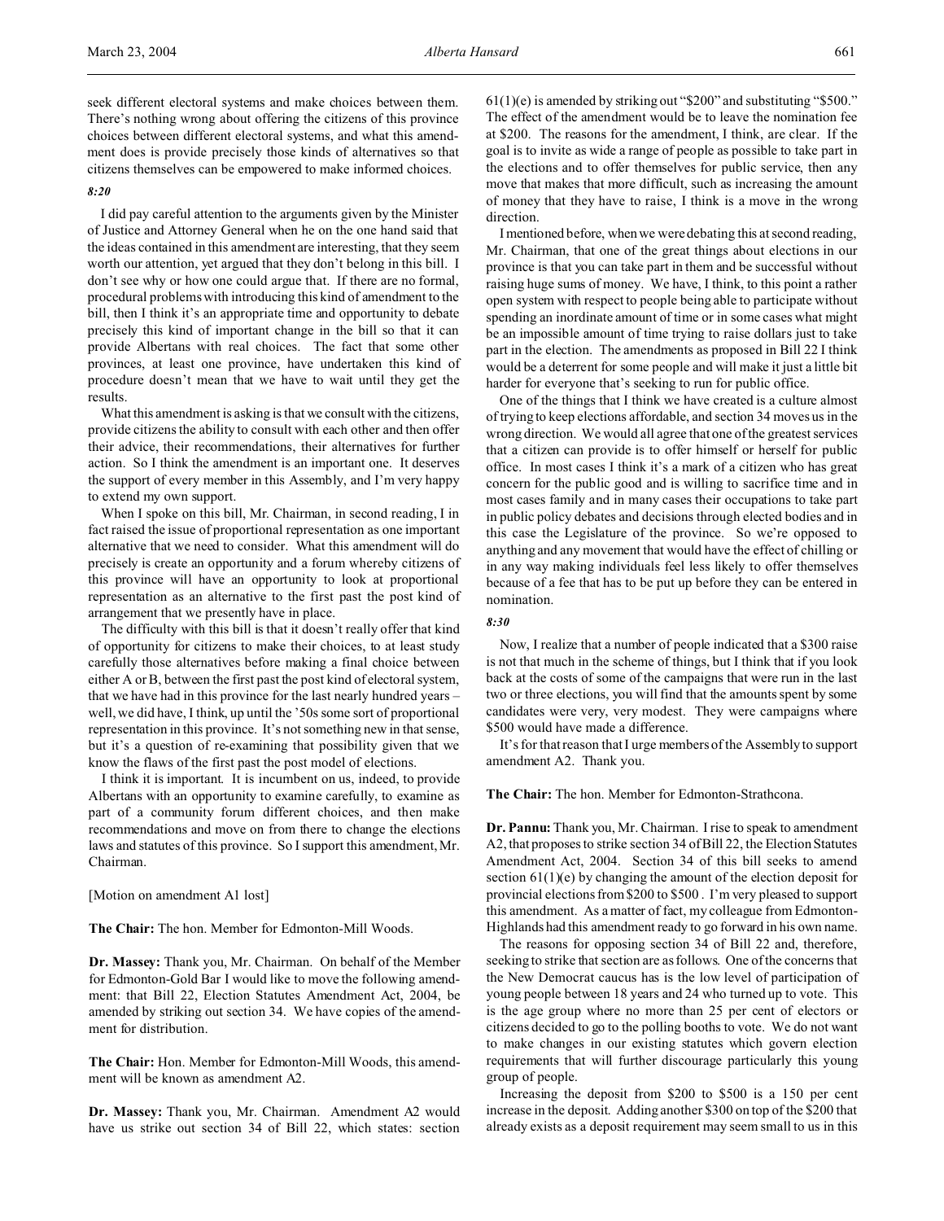seek different electoral systems and make choices between them. There's nothing wrong about offering the citizens of this province choices between different electoral systems, and what this amendment does is provide precisely those kinds of alternatives so that citizens themselves can be empowered to make informed choices.

*8:20*

I did pay careful attention to the arguments given by the Minister of Justice and Attorney General when he on the one hand said that the ideas contained in this amendment are interesting, that they seem worth our attention, yet argued that they don't belong in this bill. I don't see why or how one could argue that. If there are no formal, procedural problems with introducing this kind of amendment to the bill, then I think it's an appropriate time and opportunity to debate precisely this kind of important change in the bill so that it can provide Albertans with real choices. The fact that some other provinces, at least one province, have undertaken this kind of procedure doesn't mean that we have to wait until they get the results.

What this amendment is asking is that we consult with the citizens, provide citizens the ability to consult with each other and then offer their advice, their recommendations, their alternatives for further action. So I think the amendment is an important one. It deserves the support of every member in this Assembly, and I'm very happy to extend my own support.

When I spoke on this bill, Mr. Chairman, in second reading, I in fact raised the issue of proportional representation as one important alternative that we need to consider. What this amendment will do precisely is create an opportunity and a forum whereby citizens of this province will have an opportunity to look at proportional representation as an alternative to the first past the post kind of arrangement that we presently have in place.

The difficulty with this bill is that it doesn't really offer that kind of opportunity for citizens to make their choices, to at least study carefully those alternatives before making a final choice between either A or B, between the first past the post kind of electoral system, that we have had in this province for the last nearly hundred years – well, we did have, I think, up until the '50s some sort of proportional representation in this province. It's not something new in that sense, but it's a question of re-examining that possibility given that we know the flaws of the first past the post model of elections.

I think it is important. It is incumbent on us, indeed, to provide Albertans with an opportunity to examine carefully, to examine as part of a community forum different choices, and then make recommendations and move on from there to change the elections laws and statutes of this province. So I support this amendment, Mr. Chairman.

[Motion on amendment A1 lost]

**The Chair:** The hon. Member for Edmonton-Mill Woods.

**Dr. Massey:** Thank you, Mr. Chairman. On behalf of the Member for Edmonton-Gold Bar I would like to move the following amendment: that Bill 22, Election Statutes Amendment Act, 2004, be amended by striking out section 34. We have copies of the amendment for distribution.

**The Chair:** Hon. Member for Edmonton-Mill Woods, this amendment will be known as amendment A2.

**Dr. Massey:** Thank you, Mr. Chairman. Amendment A2 would have us strike out section 34 of Bill 22, which states: section 61(1)(e) is amended by striking out "$200" and substituting "$500." The effect of the amendment would be to leave the nomination fee at $200. The reasons for the amendment, I think, are clear. If the goal is to invite as wide a range of people as possible to take part in the elections and to offer themselves for public service, then any move that makes that more difficult, such as increasing the amount of money that they have to raise, I think is a move in the wrong direction.

I mentioned before, when we were debating this at second reading, Mr. Chairman, that one of the great things about elections in our province is that you can take part in them and be successful without raising huge sums of money. We have, I think, to this point a rather open system with respect to people being able to participate without spending an inordinate amount of time or in some cases what might be an impossible amount of time trying to raise dollars just to take part in the election. The amendments as proposed in Bill 22 I think would be a deterrent for some people and will make it just a little bit harder for everyone that's seeking to run for public office.

One of the things that I think we have created is a culture almost of trying to keep elections affordable, and section 34 moves us in the wrong direction. We would all agree that one of the greatest services that a citizen can provide is to offer himself or herself for public office. In most cases I think it's a mark of a citizen who has great concern for the public good and is willing to sacrifice time and in most cases family and in many cases their occupations to take part in public policy debates and decisions through elected bodies and in this case the Legislature of the province. So we're opposed to anything and any movement that would have the effect of chilling or in any way making individuals feel less likely to offer themselves because of a fee that has to be put up before they can be entered in nomination.

*8:30*

Now, I realize that a number of people indicated that a $300 raise is not that much in the scheme of things, but I think that if you look back at the costs of some of the campaigns that were run in the last two or three elections, you will find that the amounts spent by some candidates were very, very modest. They were campaigns where $500 would have made a difference.

It's for that reason that I urge members of the Assembly to support amendment A2. Thank you.

**The Chair:** The hon. Member for Edmonton-Strathcona.

**Dr. Pannu:** Thank you, Mr. Chairman. I rise to speak to amendment A2, that proposes to strike section 34 of Bill 22, the Election Statutes Amendment Act, 2004. Section 34 of this bill seeks to amend section 61(1)(e) by changing the amount of the election deposit for provincial elections from $200 to $500 . I'm very pleased to support this amendment. As a matter of fact, my colleague from Edmonton-Highlands had this amendment ready to go forward in his own name.

The reasons for opposing section 34 of Bill 22 and, therefore, seeking to strike that section are as follows. One of the concerns that the New Democrat caucus has is the low level of participation of young people between 18 years and 24 who turned up to vote. This is the age group where no more than 25 per cent of electors or citizens decided to go to the polling booths to vote. We do not want to make changes in our existing statutes which govern election requirements that will further discourage particularly this young group of people.

Increasing the deposit from $200 to $500 is a 150 per cent increase in the deposit. Adding another $300 on top of the $200 that already exists as a deposit requirement may seem small to us in this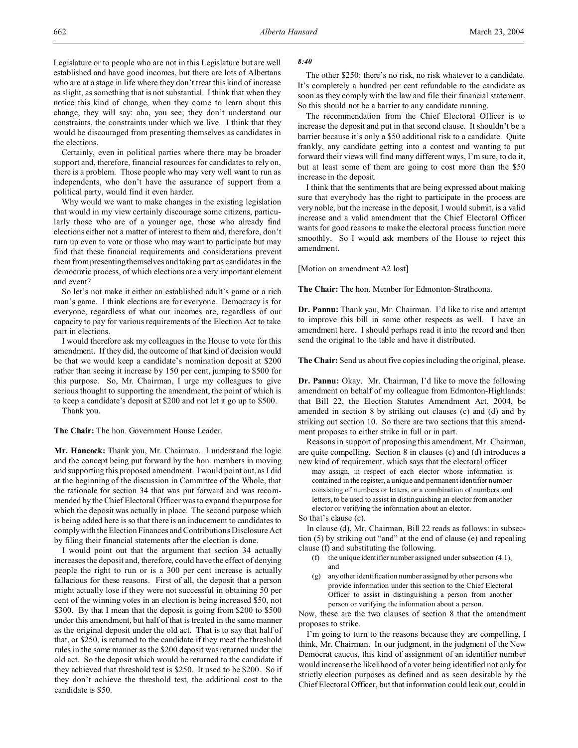Legislature or to people who are not in this Legislature but are well established and have good incomes, but there are lots of Albertans who are at a stage in life where they don't treat this kind of increase as slight, as something that is not substantial. I think that when they notice this kind of change, when they come to learn about this change, they will say: aha, you see; they don't understand our constraints, the constraints under which we live. I think that they would be discouraged from presenting themselves as candidates in the elections.

Certainly, even in political parties where there may be broader support and, therefore, financial resources for candidates to rely on, there is a problem. Those people who may very well want to run as independents, who don't have the assurance of support from a political party, would find it even harder.

Why would we want to make changes in the existing legislation that would in my view certainly discourage some citizens, particularly those who are of a younger age, those who already find elections either not a matter of interest to them and, therefore, don't turn up even to vote or those who may want to participate but may find that these financial requirements and considerations prevent them from presenting themselves and taking part as candidates in the democratic process, of which elections are a very important element and event?

So let's not make it either an established adult's game or a rich man's game. I think elections are for everyone. Democracy is for everyone, regardless of what our incomes are, regardless of our capacity to pay for various requirements of the Election Act to take part in elections.

I would therefore ask my colleagues in the House to vote for this amendment. If they did, the outcome of that kind of decision would be that we would keep a candidate's nomination deposit at $200 rather than seeing it increase by 150 per cent, jumping to $500 for this purpose. So, Mr. Chairman, I urge my colleagues to give serious thought to supporting the amendment, the point of which is to keep a candidate's deposit at $200 and not let it go up to $500.

Thank you.

**The Chair:** The hon. Government House Leader.

**Mr. Hancock:** Thank you, Mr. Chairman. I understand the logic and the concept being put forward by the hon. members in moving and supporting this proposed amendment. I would point out, as I did at the beginning of the discussion in Committee of the Whole, that the rationale for section 34 that was put forward and was recommended by the Chief Electoral Officer was to expand the purpose for which the deposit was actually in place. The second purpose which is being added here is so that there is an inducement to candidates to comply with the Election Finances and Contributions Disclosure Act by filing their financial statements after the election is done.

I would point out that the argument that section 34 actually increases the deposit and, therefore, could have the effect of denying people the right to run or is a 300 per cent increase is actually fallacious for these reasons. First of all, the deposit that a person might actually lose if they were not successful in obtaining 50 per cent of the winning votes in an election is being increased $50, not $300. By that I mean that the deposit is going from $200 to $500 under this amendment, but half of that is treated in the same manner as the original deposit under the old act. That is to say that half of that, or $250, is returned to the candidate if they meet the threshold rules in the same manner as the $200 deposit was returned under the old act. So the deposit which would be returned to the candidate if they achieved that threshold test is $250. It used to be $200. So if they don't achieve the threshold test, the additional cost to the candidate is $50.

*8:40*

The other $250: there's no risk, no risk whatever to a candidate. It's completely a hundred per cent refundable to the candidate as soon as they comply with the law and file their financial statement. So this should not be a barrier to any candidate running.

The recommendation from the Chief Electoral Officer is to increase the deposit and put in that second clause. It shouldn't be a barrier because it's only a $50 additional risk to a candidate. Quite frankly, any candidate getting into a contest and wanting to put forward their views will find many different ways, I'm sure, to do it, but at least some of them are going to cost more than the $50 increase in the deposit.

I think that the sentiments that are being expressed about making sure that everybody has the right to participate in the process are very noble, but the increase in the deposit, I would submit, is a valid increase and a valid amendment that the Chief Electoral Officer wants for good reasons to make the electoral process function more smoothly. So I would ask members of the House to reject this amendment.

[Motion on amendment A2 lost]

**The Chair:** The hon. Member for Edmonton-Strathcona.

**Dr. Pannu:** Thank you, Mr. Chairman. I'd like to rise and attempt to improve this bill in some other respects as well. I have an amendment here. I should perhaps read it into the record and then send the original to the table and have it distributed.

**The Chair:** Send us about five copies including the original, please.

**Dr. Pannu:** Okay. Mr. Chairman, I'd like to move the following amendment on behalf of my colleague from Edmonton-Highlands: that Bill 22, the Election Statutes Amendment Act, 2004, be amended in section 8 by striking out clauses (c) and (d) and by striking out section 10. So there are two sections that this amendment proposes to either strike in full or in part.

Reasons in support of proposing this amendment, Mr. Chairman, are quite compelling. Section 8 in clauses (c) and (d) introduces a new kind of requirement, which says that the electoral officer

> may assign, in respect of each elector whose information is contained in the register, a unique and permanent identifier number consisting of numbers or letters, or a combination of numbers and letters, to be used to assist in distinguishing an elector from another elector or verifying the information about an elector.

So that's clause (c).

In clause (d), Mr. Chairman, Bill 22 reads as follows: in subsection (5) by striking out "and" at the end of clause (e) and repealing clause (f) and substituting the following.

> (f) the unique identifier number assigned under subsection (4.1), and
>
> (g) any other identification number assigned by other persons who provide information under this section to the Chief Electoral Officer to assist in distinguishing a person from another person or verifying the information about a person.

Now, these are the two clauses of section 8 that the amendment proposes to strike.

I'm going to turn to the reasons because they are compelling, I think, Mr. Chairman. In our judgment, in the judgment of the New Democrat caucus, this kind of assignment of an identifier number would increase the likelihood of a voter being identified not only for strictly election purposes as defined and as seen desirable by the Chief Electoral Officer, but that information could leak out, could in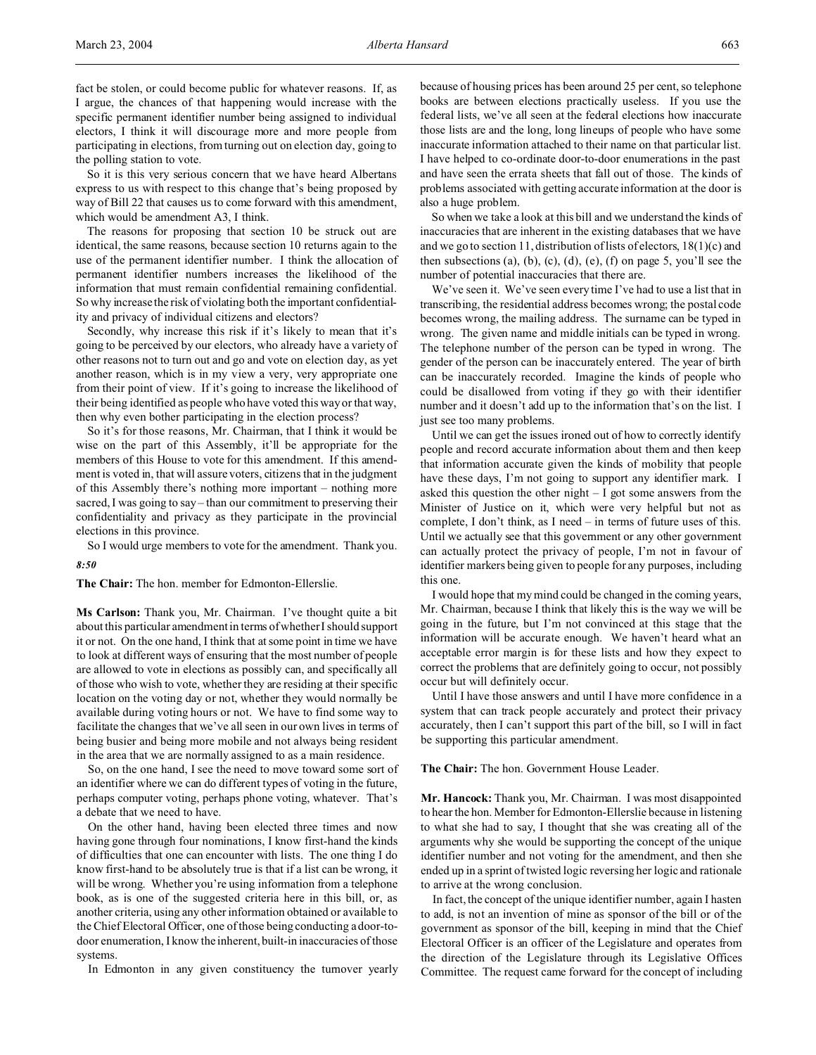fact be stolen, or could become public for whatever reasons. If, as I argue, the chances of that happening would increase with the specific permanent identifier number being assigned to individual electors, I think it will discourage more and more people from participating in elections, from turning out on election day, going to the polling station to vote.

So it is this very serious concern that we have heard Albertans express to us with respect to this change that's being proposed by way of Bill 22 that causes us to come forward with this amendment, which would be amendment A3, I think.

The reasons for proposing that section 10 be struck out are identical, the same reasons, because section 10 returns again to the use of the permanent identifier number. I think the allocation of permanent identifier numbers increases the likelihood of the information that must remain confidential remaining confidential. So why increase the risk of violating both the important confidentiality and privacy of individual citizens and electors?

Secondly, why increase this risk if it's likely to mean that it's going to be perceived by our electors, who already have a variety of other reasons not to turn out and go and vote on election day, as yet another reason, which is in my view a very, very appropriate one from their point of view. If it's going to increase the likelihood of their being identified as people who have voted this way or that way, then why even bother participating in the election process?

So it's for those reasons, Mr. Chairman, that I think it would be wise on the part of this Assembly, it'll be appropriate for the members of this House to vote for this amendment. If this amendment is voted in, that will assure voters, citizens that in the judgment of this Assembly there's nothing more important – nothing more sacred, I was going to say – than our commitment to preserving their confidentiality and privacy as they participate in the provincial elections in this province.

So I would urge members to vote for the amendment. Thank you.

*8:50*

**The Chair:** The hon. member for Edmonton-Ellerslie.

**Ms Carlson:** Thank you, Mr. Chairman. I've thought quite a bit about this particular amendment in terms of whether I should support it or not. On the one hand, I think that at some point in time we have to look at different ways of ensuring that the most number of people are allowed to vote in elections as possibly can, and specifically all of those who wish to vote, whether they are residing at their specific location on the voting day or not, whether they would normally be available during voting hours or not. We have to find some way to facilitate the changes that we've all seen in our own lives in terms of being busier and being more mobile and not always being resident in the area that we are normally assigned to as a main residence.

So, on the one hand, I see the need to move toward some sort of an identifier where we can do different types of voting in the future, perhaps computer voting, perhaps phone voting, whatever. That's a debate that we need to have.

On the other hand, having been elected three times and now having gone through four nominations, I know first-hand the kinds of difficulties that one can encounter with lists. The one thing I do know first-hand to be absolutely true is that if a list can be wrong, it will be wrong. Whether you're using information from a telephone book, as is one of the suggested criteria here in this bill, or, as another criteria, using any other information obtained or available to the Chief Electoral Officer, one of those being conducting a door-to-door enumeration, I know the inherent, built-in inaccuracies of those systems.

In Edmonton in any given constituency the turnover yearly because of housing prices has been around 25 per cent, so telephone books are between elections practically useless. If you use the federal lists, we've all seen at the federal elections how inaccurate those lists are and the long, long lineups of people who have some inaccurate information attached to their name on that particular list. I have helped to co-ordinate door-to-door enumerations in the past and have seen the errata sheets that fall out of those. The kinds of problems associated with getting accurate information at the door is also a huge problem.

So when we take a look at this bill and we understand the kinds of inaccuracies that are inherent in the existing databases that we have and we go to section 11, distribution of lists of electors, 18(1)(c) and then subsections (a), (b), (c), (d), (e), (f) on page 5, you'll see the number of potential inaccuracies that there are.

We've seen it. We've seen every time I've had to use a list that in transcribing, the residential address becomes wrong; the postal code becomes wrong, the mailing address. The surname can be typed in wrong. The given name and middle initials can be typed in wrong. The telephone number of the person can be typed in wrong. The gender of the person can be inaccurately entered. The year of birth can be inaccurately recorded. Imagine the kinds of people who could be disallowed from voting if they go with their identifier number and it doesn't add up to the information that's on the list. I just see too many problems.

Until we can get the issues ironed out of how to correctly identify people and record accurate information about them and then keep that information accurate given the kinds of mobility that people have these days, I'm not going to support any identifier mark. I asked this question the other night – I got some answers from the Minister of Justice on it, which were very helpful but not as complete, I don't think, as I need – in terms of future uses of this. Until we actually see that this government or any other government can actually protect the privacy of people, I'm not in favour of identifier markers being given to people for any purposes, including this one.

I would hope that my mind could be changed in the coming years, Mr. Chairman, because I think that likely this is the way we will be going in the future, but I'm not convinced at this stage that the information will be accurate enough. We haven't heard what an acceptable error margin is for these lists and how they expect to correct the problems that are definitely going to occur, not possibly occur but will definitely occur.

Until I have those answers and until I have more confidence in a system that can track people accurately and protect their privacy accurately, then I can't support this part of the bill, so I will in fact be supporting this particular amendment.

**The Chair:** The hon. Government House Leader.

**Mr. Hancock:** Thank you, Mr. Chairman. I was most disappointed to hear the hon. Member for Edmonton-Ellerslie because in listening to what she had to say, I thought that she was creating all of the arguments why she would be supporting the concept of the unique identifier number and not voting for the amendment, and then she ended up in a sprint of twisted logic reversing her logic and rationale to arrive at the wrong conclusion.

In fact, the concept of the unique identifier number, again I hasten to add, is not an invention of mine as sponsor of the bill or of the government as sponsor of the bill, keeping in mind that the Chief Electoral Officer is an officer of the Legislature and operates from the direction of the Legislature through its Legislative Offices Committee. The request came forward for the concept of including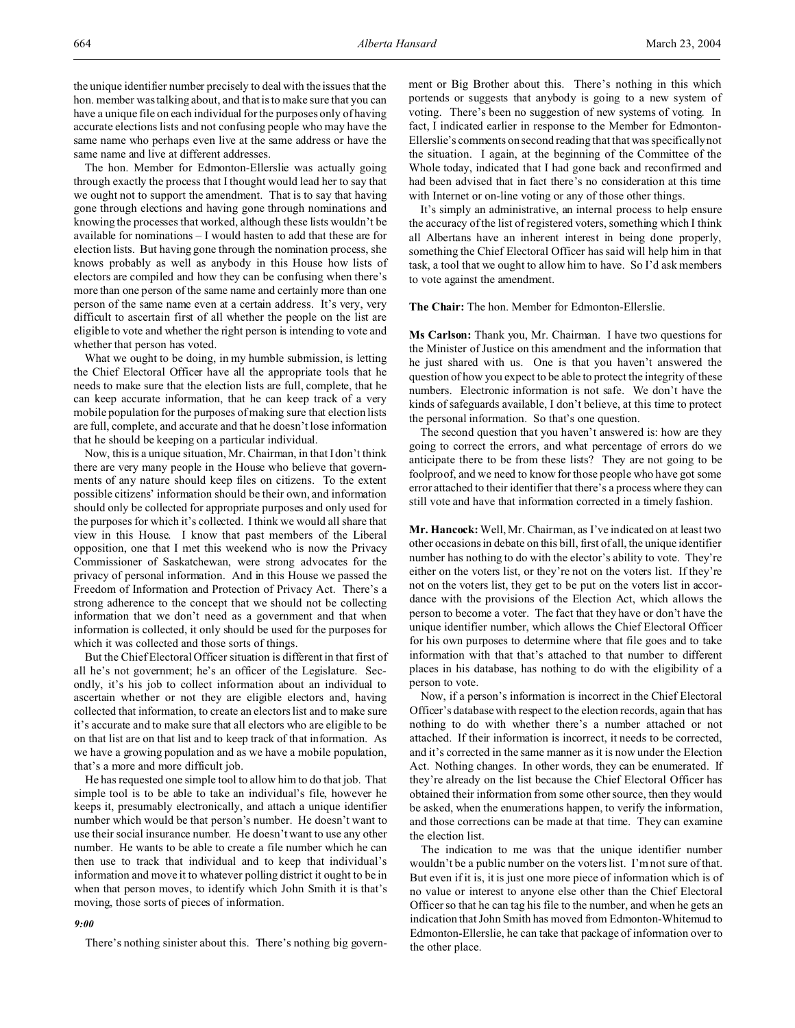the unique identifier number precisely to deal with the issues that the hon. member was talking about, and that is to make sure that you can have a unique file on each individual for the purposes only of having accurate elections lists and not confusing people who may have the same name who perhaps even live at the same address or have the same name and live at different addresses.

The hon. Member for Edmonton-Ellerslie was actually going through exactly the process that I thought would lead her to say that we ought not to support the amendment. That is to say that having gone through elections and having gone through nominations and knowing the processes that worked, although these lists wouldn't be available for nominations – I would hasten to add that these are for election lists. But having gone through the nomination process, she knows probably as well as anybody in this House how lists of electors are compiled and how they can be confusing when there's more than one person of the same name and certainly more than one person of the same name even at a certain address. It's very, very difficult to ascertain first of all whether the people on the list are eligible to vote and whether the right person is intending to vote and whether that person has voted.

What we ought to be doing, in my humble submission, is letting the Chief Electoral Officer have all the appropriate tools that he needs to make sure that the election lists are full, complete, that he can keep accurate information, that he can keep track of a very mobile population for the purposes of making sure that election lists are full, complete, and accurate and that he doesn't lose information that he should be keeping on a particular individual.

Now, this is a unique situation, Mr. Chairman, in that I don't think there are very many people in the House who believe that governments of any nature should keep files on citizens. To the extent possible citizens' information should be their own, and information should only be collected for appropriate purposes and only used for the purposes for which it's collected. I think we would all share that view in this House. I know that past members of the Liberal opposition, one that I met this weekend who is now the Privacy Commissioner of Saskatchewan, were strong advocates for the privacy of personal information. And in this House we passed the Freedom of Information and Protection of Privacy Act. There's a strong adherence to the concept that we should not be collecting information that we don't need as a government and that when information is collected, it only should be used for the purposes for which it was collected and those sorts of things.

But the Chief Electoral Officer situation is different in that first of all he's not government; he's an officer of the Legislature. Secondly, it's his job to collect information about an individual to ascertain whether or not they are eligible electors and, having collected that information, to create an electors list and to make sure it's accurate and to make sure that all electors who are eligible to be on that list are on that list and to keep track of that information. As we have a growing population and as we have a mobile population, that's a more and more difficult job.

He has requested one simple tool to allow him to do that job. That simple tool is to be able to take an individual's file, however he keeps it, presumably electronically, and attach a unique identifier number which would be that person's number. He doesn't want to use their social insurance number. He doesn't want to use any other number. He wants to be able to create a file number which he can then use to track that individual and to keep that individual's information and move it to whatever polling district it ought to be in when that person moves, to identify which John Smith it is that's moving, those sorts of pieces of information.

*9:00*

There's nothing sinister about this. There's nothing big government or Big Brother about this. There's nothing in this which portends or suggests that anybody is going to a new system of voting. There's been no suggestion of new systems of voting. In fact, I indicated earlier in response to the Member for Edmonton-Ellerslie's comments on second reading that that was specifically not the situation. I again, at the beginning of the Committee of the Whole today, indicated that I had gone back and reconfirmed and had been advised that in fact there's no consideration at this time with Internet or on-line voting or any of those other things.

It's simply an administrative, an internal process to help ensure the accuracy of the list of registered voters, something which I think all Albertans have an inherent interest in being done properly, something the Chief Electoral Officer has said will help him in that task, a tool that we ought to allow him to have. So I'd ask members to vote against the amendment.

**The Chair:** The hon. Member for Edmonton-Ellerslie.

**Ms Carlson:** Thank you, Mr. Chairman. I have two questions for the Minister of Justice on this amendment and the information that he just shared with us. One is that you haven't answered the question of how you expect to be able to protect the integrity of these numbers. Electronic information is not safe. We don't have the kinds of safeguards available, I don't believe, at this time to protect the personal information. So that's one question.

The second question that you haven't answered is: how are they going to correct the errors, and what percentage of errors do we anticipate there to be from these lists? They are not going to be foolproof, and we need to know for those people who have got some error attached to their identifier that there's a process where they can still vote and have that information corrected in a timely fashion.

**Mr. Hancock:** Well, Mr. Chairman, as I've indicated on at least two other occasions in debate on this bill, first of all, the unique identifier number has nothing to do with the elector's ability to vote. They're either on the voters list, or they're not on the voters list. If they're not on the voters list, they get to be put on the voters list in accordance with the provisions of the Election Act, which allows the person to become a voter. The fact that they have or don't have the unique identifier number, which allows the Chief Electoral Officer for his own purposes to determine where that file goes and to take information with that that's attached to that number to different places in his database, has nothing to do with the eligibility of a person to vote.

Now, if a person's information is incorrect in the Chief Electoral Officer's database with respect to the election records, again that has nothing to do with whether there's a number attached or not attached. If their information is incorrect, it needs to be corrected, and it's corrected in the same manner as it is now under the Election Act. Nothing changes. In other words, they can be enumerated. If they're already on the list because the Chief Electoral Officer has obtained their information from some other source, then they would be asked, when the enumerations happen, to verify the information, and those corrections can be made at that time. They can examine the election list.

The indication to me was that the unique identifier number wouldn't be a public number on the voters list. I'm not sure of that. But even if it is, it is just one more piece of information which is of no value or interest to anyone else other than the Chief Electoral Officer so that he can tag his file to the number, and when he gets an indication that John Smith has moved from Edmonton-Whitemud to Edmonton-Ellerslie, he can take that package of information over to the other place.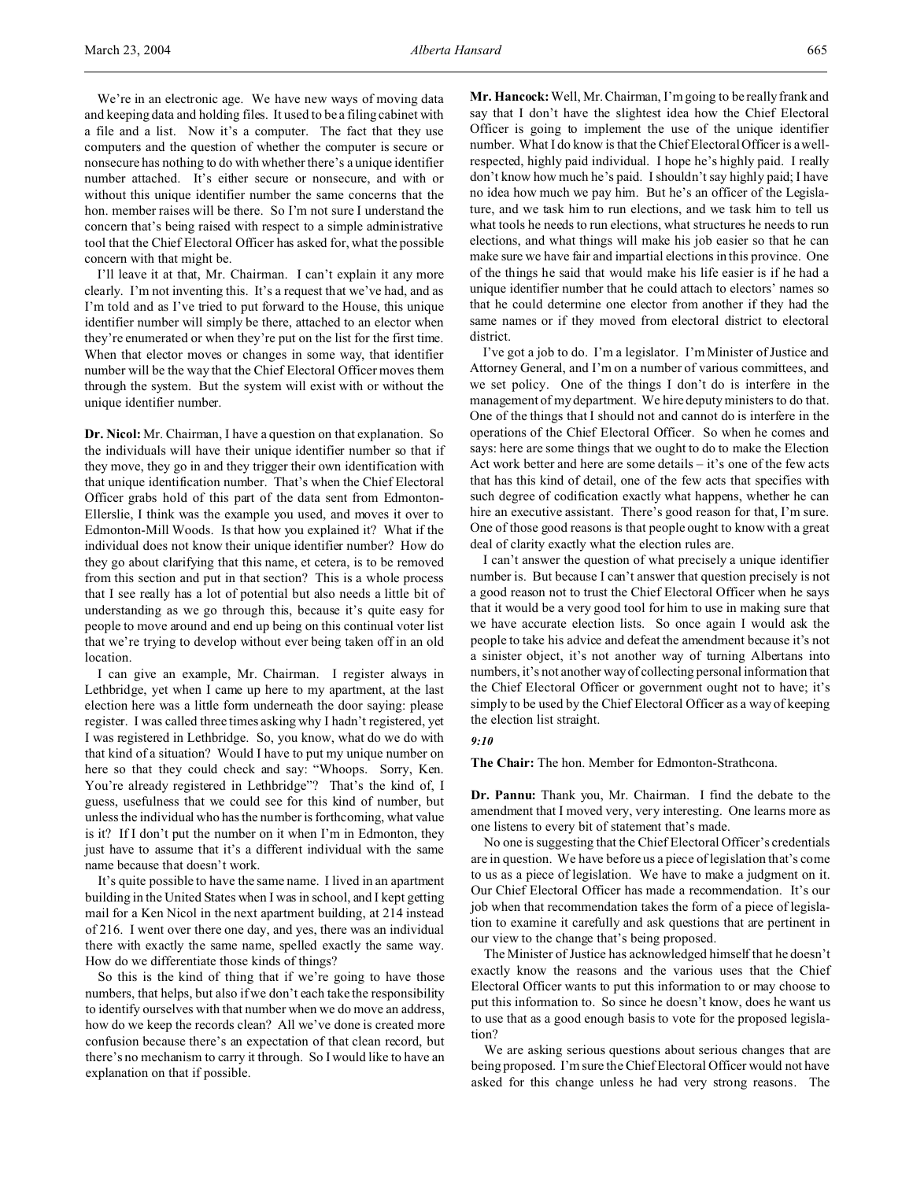We're in an electronic age. We have new ways of moving data and keeping data and holding files. It used to be a filing cabinet with a file and a list. Now it's a computer. The fact that they use computers and the question of whether the computer is secure or nonsecure has nothing to do with whether there's a unique identifier number attached. It's either secure or nonsecure, and with or without this unique identifier number the same concerns that the hon. member raises will be there. So I'm not sure I understand the concern that's being raised with respect to a simple administrative tool that the Chief Electoral Officer has asked for, what the possible concern with that might be.

I'll leave it at that, Mr. Chairman. I can't explain it any more clearly. I'm not inventing this. It's a request that we've had, and as I'm told and as I've tried to put forward to the House, this unique identifier number will simply be there, attached to an elector when they're enumerated or when they're put on the list for the first time. When that elector moves or changes in some way, that identifier number will be the way that the Chief Electoral Officer moves them through the system. But the system will exist with or without the unique identifier number.

**Dr. Nicol:** Mr. Chairman, I have a question on that explanation. So the individuals will have their unique identifier number so that if they move, they go in and they trigger their own identification with that unique identification number. That's when the Chief Electoral Officer grabs hold of this part of the data sent from Edmonton-Ellerslie, I think was the example you used, and moves it over to Edmonton-Mill Woods. Is that how you explained it? What if the individual does not know their unique identifier number? How do they go about clarifying that this name, et cetera, is to be removed from this section and put in that section? This is a whole process that I see really has a lot of potential but also needs a little bit of understanding as we go through this, because it's quite easy for people to move around and end up being on this continual voter list that we're trying to develop without ever being taken off in an old location.

I can give an example, Mr. Chairman. I register always in Lethbridge, yet when I came up here to my apartment, at the last election here was a little form underneath the door saying: please register. I was called three times asking why I hadn't registered, yet I was registered in Lethbridge. So, you know, what do we do with that kind of a situation? Would I have to put my unique number on here so that they could check and say: "Whoops. Sorry, Ken. You're already registered in Lethbridge"? That's the kind of, I guess, usefulness that we could see for this kind of number, but unless the individual who has the number is forthcoming, what value is it? If I don't put the number on it when I'm in Edmonton, they just have to assume that it's a different individual with the same name because that doesn't work.

It's quite possible to have the same name. I lived in an apartment building in the United States when I was in school, and I kept getting mail for a Ken Nicol in the next apartment building, at 214 instead of 216. I went over there one day, and yes, there was an individual there with exactly the same name, spelled exactly the same way. How do we differentiate those kinds of things?

So this is the kind of thing that if we're going to have those numbers, that helps, but also if we don't each take the responsibility to identify ourselves with that number when we do move an address, how do we keep the records clean? All we've done is created more confusion because there's an expectation of that clean record, but there's no mechanism to carry it through. So I would like to have an explanation on that if possible.

**Mr. Hancock:** Well, Mr. Chairman, I'm going to be really frank and say that I don't have the slightest idea how the Chief Electoral Officer is going to implement the use of the unique identifier number. What I do know is that the Chief Electoral Officer is a well-respected, highly paid individual. I hope he's highly paid. I really don't know how much he's paid. I shouldn't say highly paid; I have no idea how much we pay him. But he's an officer of the Legislature, and we task him to run elections, and we task him to tell us what tools he needs to run elections, what structures he needs to run elections, and what things will make his job easier so that he can make sure we have fair and impartial elections in this province. One of the things he said that would make his life easier is if he had a unique identifier number that he could attach to electors' names so that he could determine one elector from another if they had the same names or if they moved from electoral district to electoral district.

I've got a job to do. I'm a legislator. I'm Minister of Justice and Attorney General, and I'm on a number of various committees, and we set policy. One of the things I don't do is interfere in the management of my department. We hire deputy ministers to do that. One of the things that I should not and cannot do is interfere in the operations of the Chief Electoral Officer. So when he comes and says: here are some things that we ought to do to make the Election Act work better and here are some details – it's one of the few acts that has this kind of detail, one of the few acts that specifies with such degree of codification exactly what happens, whether he can hire an executive assistant. There's good reason for that, I'm sure. One of those good reasons is that people ought to know with a great deal of clarity exactly what the election rules are.

I can't answer the question of what precisely a unique identifier number is. But because I can't answer that question precisely is not a good reason not to trust the Chief Electoral Officer when he says that it would be a very good tool for him to use in making sure that we have accurate election lists. So once again I would ask the people to take his advice and defeat the amendment because it's not a sinister object, it's not another way of turning Albertans into numbers, it's not another way of collecting personal information that the Chief Electoral Officer or government ought not to have; it's simply to be used by the Chief Electoral Officer as a way of keeping the election list straight.

*9:10*

**The Chair:** The hon. Member for Edmonton-Strathcona.

**Dr. Pannu:** Thank you, Mr. Chairman. I find the debate to the amendment that I moved very, very interesting. One learns more as one listens to every bit of statement that's made.

No one is suggesting that the Chief Electoral Officer's credentials are in question. We have before us a piece of legislation that's come to us as a piece of legislation. We have to make a judgment on it. Our Chief Electoral Officer has made a recommendation. It's our job when that recommendation takes the form of a piece of legislation to examine it carefully and ask questions that are pertinent in our view to the change that's being proposed.

The Minister of Justice has acknowledged himself that he doesn't exactly know the reasons and the various uses that the Chief Electoral Officer wants to put this information to or may choose to put this information to. So since he doesn't know, does he want us to use that as a good enough basis to vote for the proposed legislation?

We are asking serious questions about serious changes that are being proposed. I'm sure the Chief Electoral Officer would not have asked for this change unless he had very strong reasons. The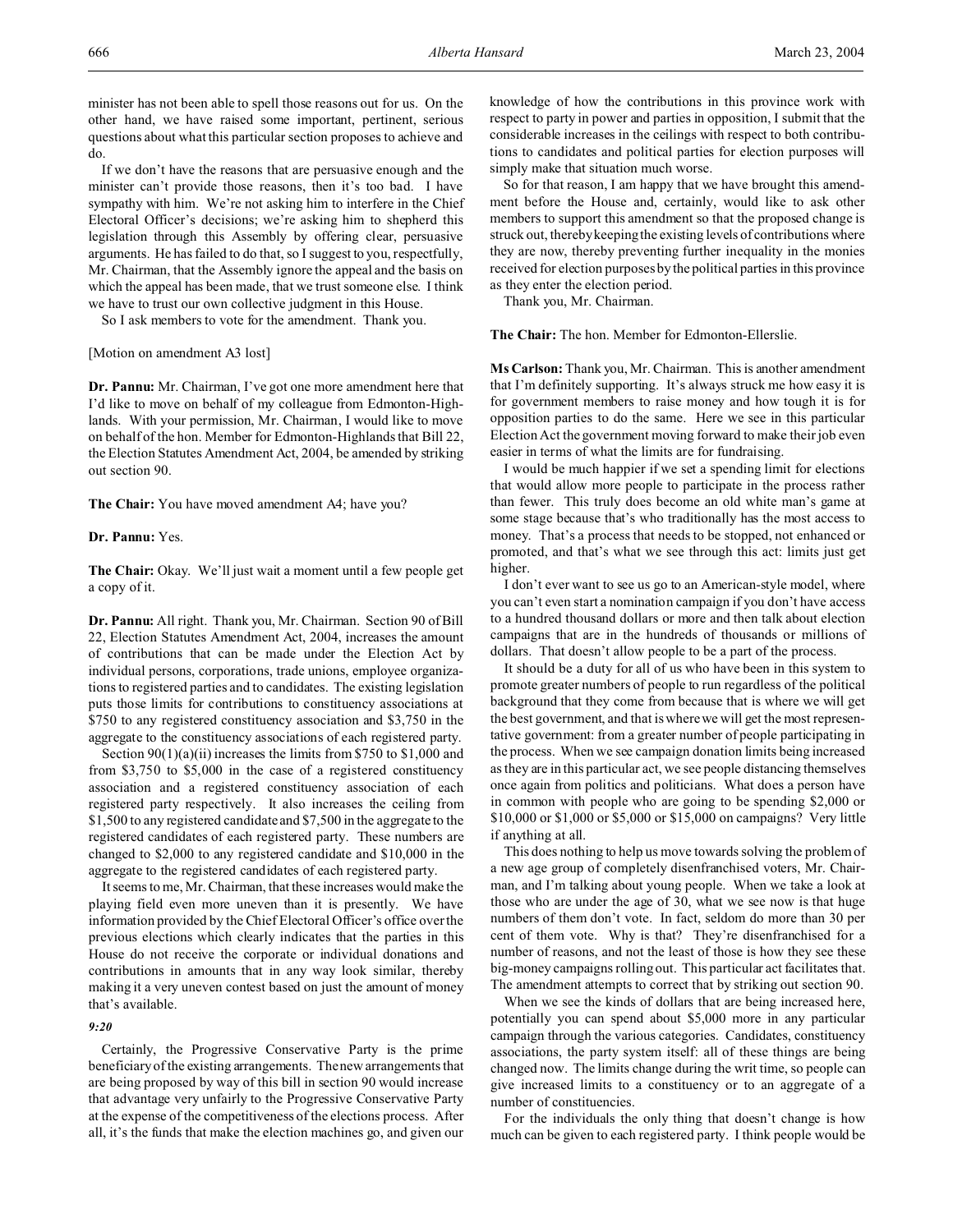minister has not been able to spell those reasons out for us. On the other hand, we have raised some important, pertinent, serious questions about what this particular section proposes to achieve and do.

If we don't have the reasons that are persuasive enough and the minister can't provide those reasons, then it's too bad. I have sympathy with him. We're not asking him to interfere in the Chief Electoral Officer's decisions; we're asking him to shepherd this legislation through this Assembly by offering clear, persuasive arguments. He has failed to do that, so I suggest to you, respectfully, Mr. Chairman, that the Assembly ignore the appeal and the basis on which the appeal has been made, that we trust someone else. I think we have to trust our own collective judgment in this House.

So I ask members to vote for the amendment. Thank you.

[Motion on amendment A3 lost]

**Dr. Pannu:** Mr. Chairman, I've got one more amendment here that I'd like to move on behalf of my colleague from Edmonton-Highlands. With your permission, Mr. Chairman, I would like to move on behalf of the hon. Member for Edmonton-Highlands that Bill 22, the Election Statutes Amendment Act, 2004, be amended by striking out section 90.

**The Chair:** You have moved amendment A4; have you?

**Dr. Pannu:** Yes.

**The Chair:** Okay. We'll just wait a moment until a few people get a copy of it.

**Dr. Pannu:** All right. Thank you, Mr. Chairman. Section 90 of Bill 22, Election Statutes Amendment Act, 2004, increases the amount of contributions that can be made under the Election Act by individual persons, corporations, trade unions, employee organizations to registered parties and to candidates. The existing legislation puts those limits for contributions to constituency associations at $750 to any registered constituency association and $3,750 in the aggregate to the constituency associations of each registered party.

Section 90(1)(a)(ii) increases the limits from $750 to $1,000 and from $3,750 to $5,000 in the case of a registered constituency association and a registered constituency association of each registered party respectively. It also increases the ceiling from $1,500 to any registered candidate and $7,500 in the aggregate to the registered candidates of each registered party. These numbers are changed to $2,000 to any registered candidate and $10,000 in the aggregate to the registered candidates of each registered party.

It seems to me, Mr. Chairman, that these increases would make the playing field even more uneven than it is presently. We have information provided by the Chief Electoral Officer's office over the previous elections which clearly indicates that the parties in this House do not receive the corporate or individual donations and contributions in amounts that in any way look similar, thereby making it a very uneven contest based on just the amount of money that's available.

*9:20*

Certainly, the Progressive Conservative Party is the prime beneficiary of the existing arrangements. The new arrangements that are being proposed by way of this bill in the section 90 would increase that advantage very unfairly to the Progressive Conservative Party at the expense of the competitiveness of the elections process. After all, it's the funds that make the election machines go, and given our knowledge of how the contributions in this province work with respect to party in power and parties in opposition, I submit that the considerable increases in the ceilings with respect to both contributions to candidates and political parties for election purposes will simply make that situation much worse.

So for that reason, I am happy that we have brought this amendment before the House and, certainly, would like to ask other members to support this amendment so that the proposed change is struck out, thereby keeping the existing levels of contributions where they are now, thereby preventing further inequality in the monies received for election purposes by the political parties in this province as they enter the election period.

Thank you, Mr. Chairman.

**The Chair:** The hon. Member for Edmonton-Ellerslie.

**Ms Carlson:** Thank you, Mr. Chairman. This is another amendment that I'm definitely supporting. It's always struck me how easy it is for government members to raise money and how tough it is for opposition parties to do the same. Here we see in this particular Election Act the government moving forward to make their job even easier in terms of what the limits are for fundraising.

I would be much happier if we set a spending limit for elections that would allow more people to participate in the process rather than fewer. This truly does become an old white man's game at some stage because that's who traditionally has the most access to money. That's a process that needs to be stopped, not enhanced or promoted, and that's what we see through this act: limits just get higher.

I don't ever want to see us go to an American-style model, where you can't even start a nomination campaign if you don't have access to a hundred thousand dollars or more and then talk about election campaigns that are in the hundreds of thousands or millions of dollars. That doesn't allow people to be a part of the process.

It should be a duty for all of us who have been in this system to promote greater numbers of people to run regardless of the political background that they come from because that is where we will get the best government, and that is where we will get the most representative government: from a greater number of people participating in the process. When we see campaign donation limits being increased as they are in this particular act, we see people distancing themselves once again from politics and politicians. What does a person have in common with people who are going to be spending $2,000 or $10,000 or $1,000 or $5,000 or $15,000 on campaigns? Very little if anything at all.

This does nothing to help us move towards solving the problem of a new age group of completely disenfranchised voters, Mr. Chairman, and I'm talking about young people. When we take a look at those who are under the age of 30, what we see now is that huge numbers of them don't vote. In fact, seldom do more than 30 per cent of them vote. Why is that? They're disenfranchised for a number of reasons, and not the least of those is how they see these big-money campaigns rolling out. This particular act facilitates that. The amendment attempts to correct that by striking out section 90.

When we see the kinds of dollars that are being increased here, potentially you can spend about $5,000 more in any particular campaign through the various categories. Candidates, constituency associations, the party system itself: all of these things are being changed now. The limits change during the writ time, so people can give increased limits to a constituency or to an aggregate of a number of constituencies.

For the individuals the only thing that doesn't change is how much can be given to each registered party. I think people would be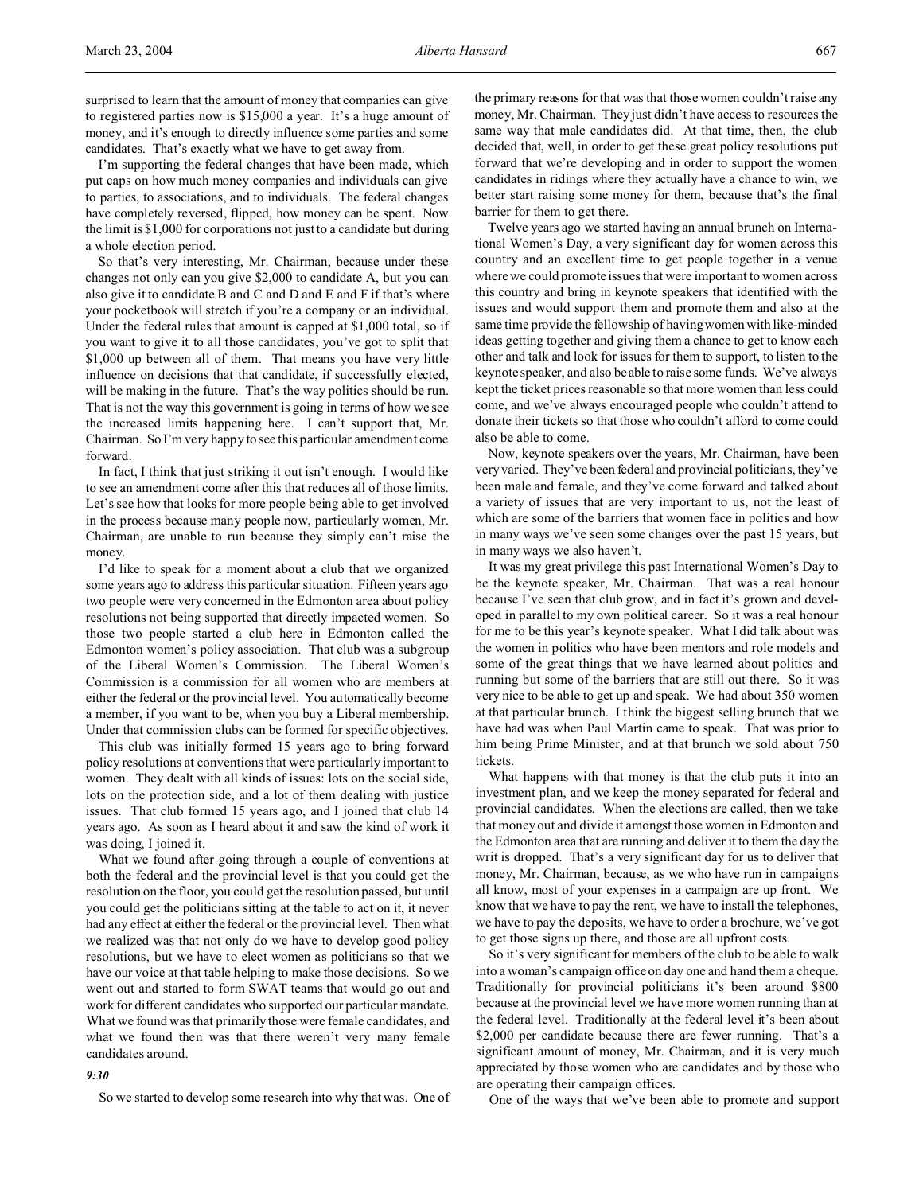surprised to learn that the amount of money that companies can give to registered parties now is $15,000 a year. It's a huge amount of money, and it's enough to directly influence some parties and some candidates. That's exactly what we have to get away from.

I'm supporting the federal changes that have been made, which put caps on how much money companies and individuals can give to parties, to associations, and to individuals. The federal changes have completely reversed, flipped, how money can be spent. Now the limit is $1,000 for corporations not just to a candidate but during a whole election period.

So that's very interesting, Mr. Chairman, because under these changes not only can you give $2,000 to candidate A, but you can also give it to candidate B and C and D and E and F if that's where your pocketbook will stretch if you're a company or an individual. Under the federal rules that amount is capped at $1,000 total, so if you want to give it to all those candidates, you've got to split that $1,000 up between all of them. That means you have very little influence on decisions that that candidate, if successfully elected, will be making in the future. That's the way politics should be run. That is not the way this government is going in terms of how we see the increased limits happening here. I can't support that, Mr. Chairman. So I'm very happy to see this particular amendment come forward.

In fact, I think that just striking it out isn't enough. I would like to see an amendment come after this that reduces all of those limits. Let's see how that looks for more people being able to get involved in the process because many people now, particularly women, Mr. Chairman, are unable to run because they simply can't raise the money.

I'd like to speak for a moment about a club that we organized some years ago to address this particular situation. Fifteen years ago two people were very concerned in the Edmonton area about policy resolutions not being supported that directly impacted women. So those two people started a club here in Edmonton called the Edmonton women's policy association. That club was a subgroup of the Liberal Women's Commission. The Liberal Women's Commission is a commission for all women who are members at either the federal or the provincial level. You automatically become a member, if you want to be, when you buy a Liberal membership. Under that commission clubs can be formed for specific objectives.

This club was initially formed 15 years ago to bring forward policy resolutions at conventions that were particularly important to women. They dealt with all kinds of issues: lots on the social side, lots on the protection side, and a lot of them dealing with justice issues. That club formed 15 years ago, and I joined that club 14 years ago. As soon as I heard about it and saw the kind of work it was doing, I joined it.

What we found after going through a couple of conventions at both the federal and the provincial level is that you could get the resolution on the floor, you could get the resolution passed, but until you could get the politicians sitting at the table to act on it, it never had any effect at either the federal or the provincial level. Then what we realized was that not only do we have to develop good policy resolutions, but we have to elect women as politicians so that we have our voice at that table helping to make those decisions. So we went out and started to form SWAT teams that would go out and work for different candidates who supported our particular mandate. What we found was that primarily those were female candidates, and what we found then was that there weren't very many female candidates around.

*9:30*

So we started to develop some research into why that was. One of the primary reasons for that was that those women couldn't raise any money, Mr. Chairman. They just didn't have access to resources the same way that male candidates did. At that time, then, the club decided that, well, in order to get these great policy resolutions put forward that we're developing and in order to support the women candidates in ridings where they actually have a chance to win, we better start raising some money for them, because that's the final barrier for them to get there.

Twelve years ago we started having an annual brunch on International Women's Day, a very significant day for women across this country and an excellent time to get people together in a venue where we could promote issues that were important to women across this country and bring in keynote speakers that identified with the issues and would support them and promote them and also at the same time provide the fellowship of having women with like-minded ideas getting together and giving them a chance to get to know each other and talk and look for issues for them to support, to listen to the keynote speaker, and also be able to raise some funds. We've always kept the ticket prices reasonable so that more women than less could come, and we've always encouraged people who couldn't attend to donate their tickets so that those who couldn't afford to come could also be able to come.

Now, keynote speakers over the years, Mr. Chairman, have been very varied. They've been federal and provincial politicians, they've been male and female, and they've come forward and talked about a variety of issues that are very important to us, not the least of which are some of the barriers that women face in politics and how in many ways we've seen some changes over the past 15 years, but in many ways we also haven't.

It was my great privilege this past International Women's Day to be the keynote speaker, Mr. Chairman. That was a real honour because I've seen that club grow, and in fact it's grown and developed in parallel to my own political career. So it was a real honour for me to be this year's keynote speaker. What I did talk about was the women in politics who have been mentors and role models and some of the great things that we have learned about politics and running but some of the barriers that are still out there. So it was very nice to be able to get up and speak. We had about 350 women at that particular brunch. I think the biggest selling brunch that we have had was when Paul Martin came to speak. That was prior to him being Prime Minister, and at that brunch we sold about 750 tickets.

What happens with that money is that the club puts it into an investment plan, and we keep the money separated for federal and provincial candidates. When the elections are called, then we take that money out and divide it amongst those women in Edmonton and the Edmonton area that are running and deliver it to them the day the writ is dropped. That's a very significant day for us to deliver that money, Mr. Chairman, because, as we who have run in campaigns all know, most of your expenses in a campaign are up front. We know that we have to pay the rent, we have to install the telephones, we have to pay the deposits, we have to order a brochure, we've got to get those signs up there, and those are all upfront costs.

So it's very significant for members of the club to be able to walk into a woman's campaign office on day one and hand them a cheque. Traditionally for provincial politicians it's been around $800 because at the provincial level we have more women running than at the federal level. Traditionally at the federal level it's been about $2,000 per candidate because there are fewer running. That's a significant amount of money, Mr. Chairman, and it is very much appreciated by those women who are candidates and by those who are operating their campaign offices.

One of the ways that we've been able to promote and support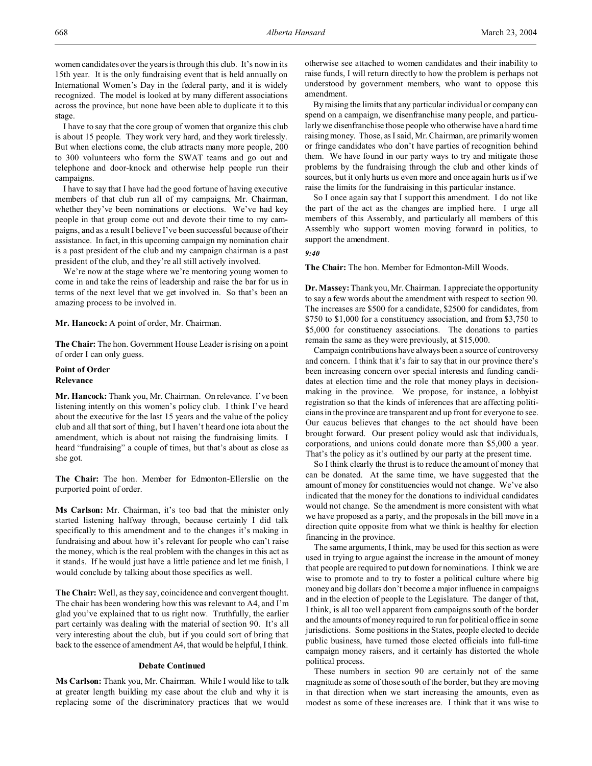women candidates over the years is through this club. It's now in its 15th year. It is the only fundraising event that is held annually on International Women's Day in the federal party, and it is widely recognized. The model is looked at by many different associations across the province, but none have been able to duplicate it to this stage.

I have to say that the core group of women that organize this club is about 15 people. They work very hard, and they work tirelessly. But when elections come, the club attracts many more people, 200 to 300 volunteers who form the SWAT teams and go out and telephone and door-knock and otherwise help people run their campaigns.

I have to say that I have had the good fortune of having executive members of that club run all of my campaigns, Mr. Chairman, whether they've been nominations or elections. We've had key people in that group come out and devote their time to my campaigns, and as a result I believe I've been successful because of their assistance. In fact, in this upcoming campaign my nomination chair is a past president of the club and my campaign chairman is a past president of the club, and they're all still actively involved.

We're now at the stage where we're mentoring young women to come in and take the reins of leadership and raise the bar for us in terms of the next level that we get involved in. So that's been an amazing process to be involved in.

**Mr. Hancock:** A point of order, Mr. Chairman.

**The Chair:** The hon. Government House Leader is rising on a point of order I can only guess.

**Point of Order**
**Relevance**

**Mr. Hancock:** Thank you, Mr. Chairman. On relevance. I've been listening intently on this women's policy club. I think I've heard about the executive for the last 15 years and the value of the policy club and all that sort of thing, but I haven't heard one iota about the amendment, which is about not raising the fundraising limits. I heard "fundraising" a couple of times, but that's about as close as she got.

**The Chair:** The hon. Member for Edmonton-Ellerslie on the purported point of order.

**Ms Carlson:** Mr. Chairman, it's too bad that the minister only started listening halfway through, because certainly I did talk specifically to this amendment and to the changes it's making in fundraising and about how it's relevant for people who can't raise the money, which is the real problem with the changes in this act as it stands. If he would just have a little patience and let me finish, I would conclude by talking about those specifics as well.

**The Chair:** Well, as they say, coincidence and convergent thought. The chair has been wondering how this was relevant to A4, and I'm glad you've explained that to us right now. Truthfully, the earlier part certainly was dealing with the material of section 90. It's all very interesting about the club, but if you could sort of bring that back to the essence of amendment A4, that would be helpful, I think.

**Debate Continued**

**Ms Carlson:** Thank you, Mr. Chairman. While I would like to talk at greater length building my case about the club and why it is replacing some of the discriminatory practices that we would otherwise see attached to women candidates and their inability to raise funds, I will return directly to how the problem is perhaps not understood by government members, who want to oppose this amendment.

By raising the limits that any particular individual or company can spend on a campaign, we disenfranchise many people, and particularly we disenfranchise those people who otherwise have a hard time raising money. Those, as I said, Mr. Chairman, are primarily women or fringe candidates who don't have parties of recognition behind them. We have found in our party ways to try and mitigate those problems by the fundraising through the club and other kinds of sources, but it only hurts us even more and once again hurts us if we raise the limits for the fundraising in this particular instance.

So I once again say that I support this amendment. I do not like the part of the act as the changes are implied here. I urge all members of this Assembly, and particularly all members of this Assembly who support women moving forward in politics, to support the amendment.

*9:40*

**The Chair:** The hon. Member for Edmonton-Mill Woods.

**Dr. Massey:** Thank you, Mr. Chairman. I appreciate the opportunity to say a few words about the amendment with respect to section 90. The increases are $500 for a candidate, $2500 for candidates, from $750 to $1,000 for a constituency association, and from $3,750 to $5,000 for constituency associations. The donations to parties remain the same as they were previously, at $15,000.

Campaign contributions have always been a source of controversy and concern. I think that it's fair to say that in our province there's been increasing concern over special interests and funding candidates at election time and the role that money plays in decision-making in the province. We propose, for instance, a lobbyist registration so that the kinds of inferences that are affecting politicians in the province are transparent and up front for everyone to see. Our caucus believes that changes to the act should have been brought forward. Our present policy would ask that individuals, corporations, and unions could donate more than $5,000 a year. That's the policy as it's outlined by our party at the present time.

So I think clearly the thrust is to reduce the amount of money that can be donated. At the same time, we have suggested that the amount of money for constituencies would not change. We've also indicated that the money for the donations to individual candidates would not change. So the amendment is more consistent with what we have proposed as a party, and the proposals in the bill move in a direction quite opposite from what we think is healthy for election financing in the province.

The same arguments, I think, may be used for this section as were used in trying to argue against the increase in the amount of money that people are required to put down for nominations. I think we are wise to promote and to try to foster a political culture where big money and big dollars don't become a major influence in campaigns and in the election of people to the Legislature. The danger of that, I think, is all too well apparent from campaigns south of the border and the amounts of money required to run for political office in some jurisdictions. Some positions in the States, people elected to decide public business, have turned those elected officials into full-time campaign money raisers, and it certainly has distorted the whole political process.

These numbers in section 90 are certainly not of the same magnitude as some of those south of the border, but they are moving in that direction when we start increasing the amounts, even as modest as some of these increases are. I think that it was wise to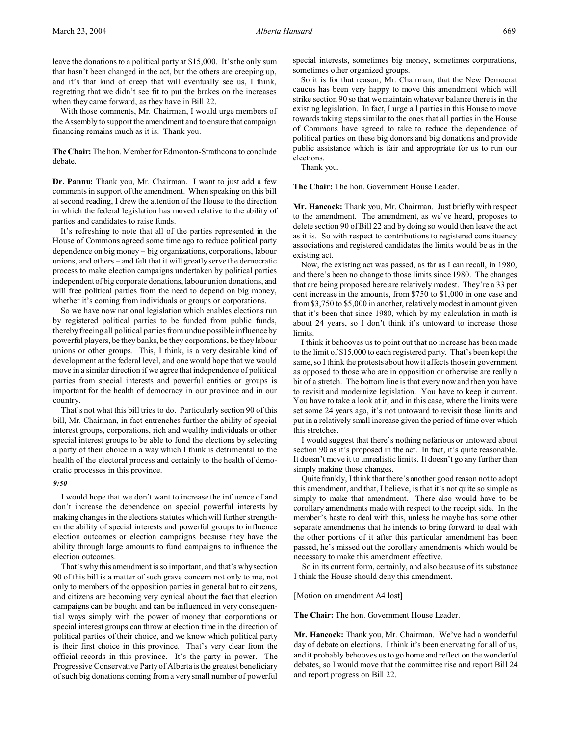leave the donations to a political party at $15,000. It's the only sum that hasn't been changed in the act, but the others are creeping up, and it's that kind of creep that will eventually see us, I think, regretting that we didn't see fit to put the brakes on the increases when they came forward, as they have in Bill 22.

With those comments, Mr. Chairman, I would urge members of the Assembly to support the amendment and to ensure that campaign financing remains much as it is. Thank you.

**The Chair:** The hon. Member for Edmonton-Strathcona to conclude debate.

**Dr. Pannu:** Thank you, Mr. Chairman. I want to just add a few comments in support of the amendment. When speaking on this bill at second reading, I drew the attention of the House to the direction in which the federal legislation has moved relative to the ability of parties and candidates to raise funds.

It's refreshing to note that all of the parties represented in the House of Commons agreed some time ago to reduce political party dependence on big money – big organizations, corporations, labour unions, and others – and felt that it will greatly serve the democratic process to make election campaigns undertaken by political parties independent of big corporate donations, labour union donations, and will free political parties from the need to depend on big money, whether it's coming from individuals or groups or corporations.

So we have now national legislation which enables elections run by registered political parties to be funded from public funds, thereby freeing all political parties from undue possible influence by powerful players, be they banks, be they corporations, be they labour unions or other groups. This, I think, is a very desirable kind of development at the federal level, and one would hope that we would move in a similar direction if we agree that independence of political parties from special interests and powerful entities or groups is important for the health of democracy in our province and in our country.

That's not what this bill tries to do. Particularly section 90 of this bill, Mr. Chairman, in fact entrenches further the ability of special interest groups, corporations, rich and wealthy individuals or other special interest groups to be able to fund the elections by selecting a party of their choice in a way which I think is detrimental to the health of the electoral process and certainly to the health of democratic processes in this province.

*9:50*

I would hope that we don't want to increase the influence of and don't increase the dependence on special powerful interests by making changes in the elections statutes which will further strengthen the ability of special interests and powerful groups to influence election outcomes or election campaigns because they have the ability through large amounts to fund campaigns to influence the election outcomes.

That's why this amendment is so important, and that's why section 90 of this bill is a matter of such grave concern not only to me, not only to members of the opposition parties in general but to citizens, and citizens are becoming very cynical about the fact that election campaigns can be bought and can be influenced in very consequential ways simply with the power of money that corporations or special interest groups can throw at election time in the direction of political parties of their choice, and we know which political party is their first choice in this province. That's very clear from the official records in this province. It's the party in power. The Progressive Conservative Party of Alberta is the greatest beneficiary of such big donations coming from a very small number of powerful special interests, sometimes big money, sometimes corporations, sometimes other organized groups.

So it is for that reason, Mr. Chairman, that the New Democrat caucus has been very happy to move this amendment which will strike section 90 so that we maintain whatever balance there is in the existing legislation. In fact, I urge all parties in this House to move towards taking steps similar to the ones that all parties in the House of Commons have agreed to take to reduce the dependence of political parties on these big donors and big donations and provide public assistance which is fair and appropriate for us to run our elections.

Thank you.

**The Chair:** The hon. Government House Leader.

**Mr. Hancock:** Thank you, Mr. Chairman. Just briefly with respect to the amendment. The amendment, as we've heard, proposes to delete section 90 of Bill 22 and by doing so would then leave the act as it is. So with respect to contributions to registered constituency associations and registered candidates the limits would be as in the existing act.

Now, the existing act was passed, as far as I can recall, in 1980, and there's been no change to those limits since 1980. The changes that are being proposed here are relatively modest. They're a 33 per cent increase in the amounts, from $750 to $1,000 in one case and from $3,750 to $5,000 in another, relatively modest in amount given that it's been that since 1980, which by my calculation in math is about 24 years, so I don't think it's untoward to increase those limits.

I think it behooves us to point out that no increase has been made to the limit of $15,000 to each registered party. That's been kept the same, so I think the protests about how it affects those in government as opposed to those who are in opposition or otherwise are really a bit of a stretch. The bottom line is that every now and then you have to revisit and modernize legislation. You have to keep it current. You have to take a look at it, and in this case, where the limits were set some 24 years ago, it's not untoward to revisit those limits and put in a relatively small increase given the period of time over which this stretches.

I would suggest that there's nothing nefarious or untoward about section 90 as it's proposed in the act. In fact, it's quite reasonable. It doesn't move it to unrealistic limits. It doesn't go any further than simply making those changes.

Quite frankly, I think that there's another good reason not to adopt this amendment, and that, I believe, is that it's not quite so simple as simply to make that amendment. There also would have to be corollary amendments made with respect to the receipt side. In the member's haste to deal with this, unless he maybe has some other separate amendments that he intends to bring forward to deal with the other portions of it after this particular amendment has been passed, he's missed out the corollary amendments which would be necessary to make this amendment effective.

So in its current form, certainly, and also because of its substance I think the House should deny this amendment.

[Motion on amendment A4 lost]

**The Chair:** The hon. Government House Leader.

**Mr. Hancock:** Thank you, Mr. Chairman. We've had a wonderful day of debate on elections. I think it's been enervating for all of us, and it probably behooves us to go home and reflect on the wonderful debates, so I would move that the committee rise and report Bill 24 and report progress on Bill 22.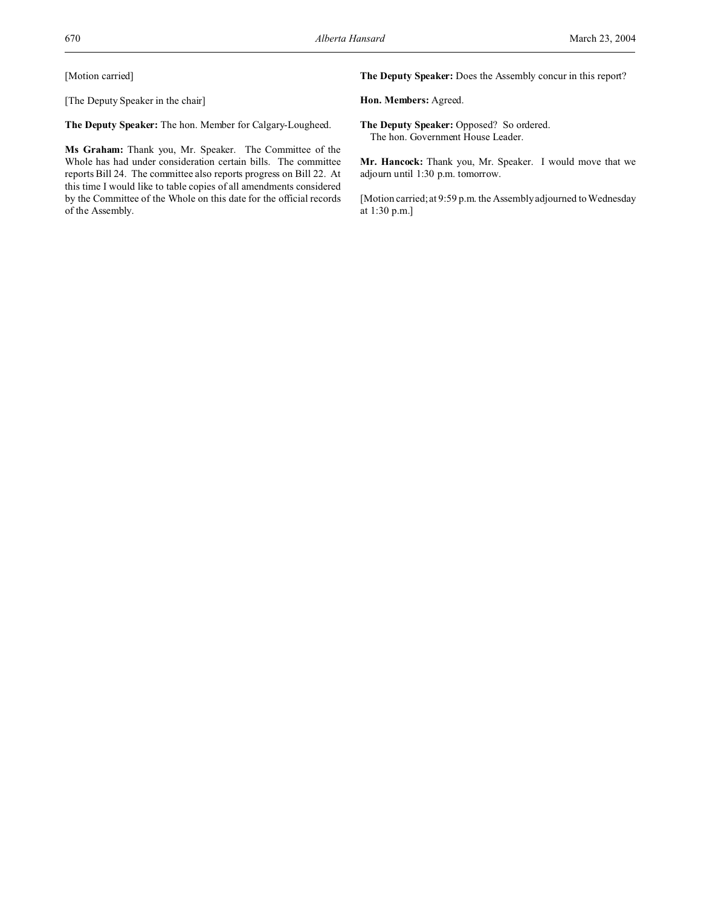[Motion carried]

[The Deputy Speaker in the chair]

**The Deputy Speaker:** The hon. Member for Calgary-Lougheed.

**Ms Graham:** Thank you, Mr. Speaker. The Committee of the Whole has had under consideration certain bills. The committee reports Bill 24. The committee also reports progress on Bill 22. At this time I would like to table copies of all amendments considered by the Committee of the Whole on this date for the official records of the Assembly.

**The Deputy Speaker:** Does the Assembly concur in this report?

**Hon. Members:** Agreed.

**The Deputy Speaker:** Opposed? So ordered.
The hon. Government House Leader.

**Mr. Hancock:** Thank you, Mr. Speaker. I would move that we adjourn until 1:30 p.m. tomorrow.

[Motion carried; at 9:59 p.m. the Assembly adjourned to Wednesday at 1:30 p.m.]